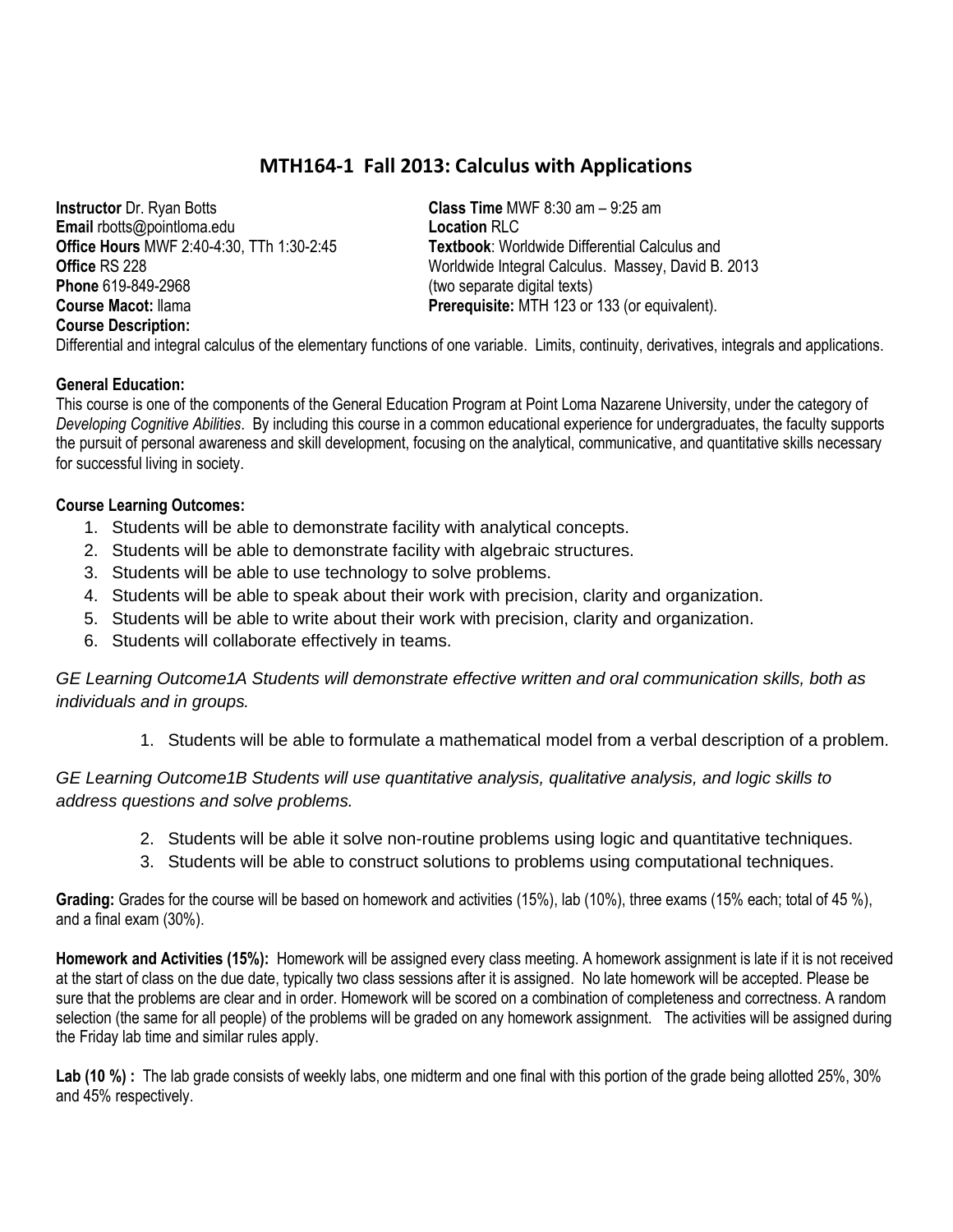# MTH164-1 Fall 2013: Calculus with Applications

**Instructor** Dr. Ryan Botts
**Email** rbotts@pointloma.edu
**Office Hours** MWF 2:40-4:30, TTh 1:30-2:45
**Office** RS 228
**Phone** 619-849-2968
**Course Macot:** llama

**Class Time** MWF 8:30 am – 9:25 am
**Location** RLC
**Textbook**: Worldwide Differential Calculus and Worldwide Integral Calculus. Massey, David B. 2013 (two separate digital texts)
**Prerequisite:** MTH 123 or 133 (or equivalent).

**Course Description:**
Differential and integral calculus of the elementary functions of one variable. Limits, continuity, derivatives, integrals and applications.

**General Education:**
This course is one of the components of the General Education Program at Point Loma Nazarene University, under the category of *Developing Cognitive Abilities*. By including this course in a common educational experience for undergraduates, the faculty supports the pursuit of personal awareness and skill development, focusing on the analytical, communicative, and quantitative skills necessary for successful living in society.

**Course Learning Outcomes:**

1. Students will be able to demonstrate facility with analytical concepts.
2. Students will be able to demonstrate facility with algebraic structures.
3. Students will be able to use technology to solve problems.
4. Students will be able to speak about their work with precision, clarity and organization.
5. Students will be able to write about their work with precision, clarity and organization.
6. Students will collaborate effectively in teams.

*GE Learning Outcome1A Students will demonstrate effective written and oral communication skills, both as individuals and in groups.*

1. Students will be able to formulate a mathematical model from a verbal description of a problem.

*GE Learning Outcome1B Students will use quantitative analysis, qualitative analysis, and logic skills to address questions and solve problems.*

2. Students will be able it solve non-routine problems using logic and quantitative techniques.
3. Students will be able to construct solutions to problems using computational techniques.

**Grading:** Grades for the course will be based on homework and activities (15%), lab (10%), three exams (15% each; total of 45 %), and a final exam (30%).

**Homework and Activities (15%):** Homework will be assigned every class meeting. A homework assignment is late if it is not received at the start of class on the due date, typically two class sessions after it is assigned. No late homework will be accepted. Please be sure that the problems are clear and in order. Homework will be scored on a combination of completeness and correctness. A random selection (the same for all people) of the problems will be graded on any homework assignment. The activities will be assigned during the Friday lab time and similar rules apply.

**Lab (10 %) :** The lab grade consists of weekly labs, one midterm and one final with this portion of the grade being allotted 25%, 30% and 45% respectively.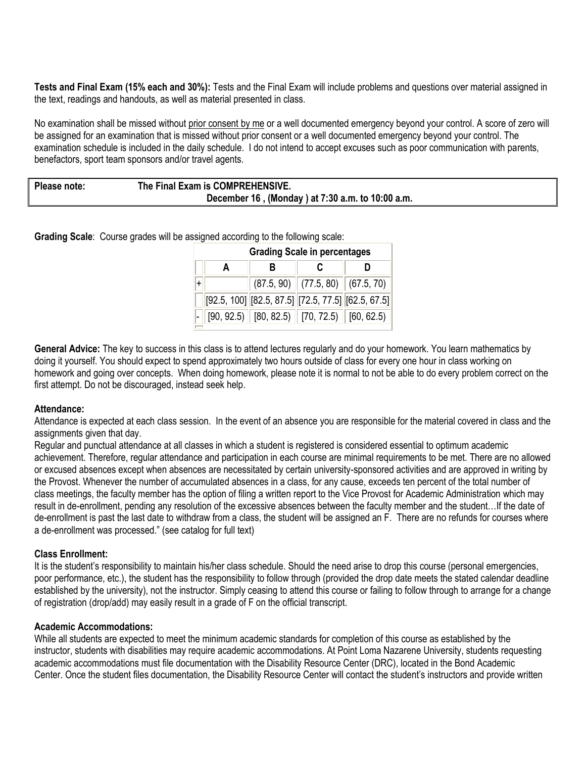**Tests and Final Exam (15% each and 30%):** Tests and the Final Exam will include problems and questions over material assigned in the text, readings and handouts, as well as material presented in class.

No examination shall be missed without prior consent by me or a well documented emergency beyond your control. A score of zero will be assigned for an examination that is missed without prior consent or a well documented emergency beyond your control. The examination schedule is included in the daily schedule. I do not intend to accept excuses such as poor communication with parents, benefactors, sport team sponsors and/or travel agents.

| **Please note:** | **The Final Exam is COMPREHENSIVE.** <br> **December 16 , (Monday ) at 7:30 a.m. to 10:00 a.m.** |
|---|---|

**Grading Scale**: Course grades will be assigned according to the following scale:

| Grading Scale in percentages | | | | |
|---|---|---|---|---|
| | **A** | **B** | **C** | **D** |
| + | | (87.5, 90) | (77.5, 80) | (67.5, 70) |
| | [92.5, 100] | [82.5, 87.5] | [72.5, 77.5] | [62.5, 67.5] |
| - | [90, 92.5) | [80, 82.5) | [70, 72.5) | [60, 62.5) |

**General Advice:** The key to success in this class is to attend lectures regularly and do your homework. You learn mathematics by doing it yourself. You should expect to spend approximately two hours outside of class for every one hour in class working on homework and going over concepts. When doing homework, please note it is normal to not be able to do every problem correct on the first attempt. Do not be discouraged, instead seek help.

**Attendance:**

Attendance is expected at each class session. In the event of an absence you are responsible for the material covered in class and the assignments given that day.

Regular and punctual attendance at all classes in which a student is registered is considered essential to optimum academic achievement. Therefore, regular attendance and participation in each course are minimal requirements to be met. There are no allowed or excused absences except when absences are necessitated by certain university-sponsored activities and are approved in writing by the Provost. Whenever the number of accumulated absences in a class, for any cause, exceeds ten percent of the total number of class meetings, the faculty member has the option of filing a written report to the Vice Provost for Academic Administration which may result in de-enrollment, pending any resolution of the excessive absences between the faculty member and the student…If the date of de-enrollment is past the last date to withdraw from a class, the student will be assigned an F. There are no refunds for courses where a de-enrollment was processed." (see catalog for full text)

**Class Enrollment:**

It is the student's responsibility to maintain his/her class schedule. Should the need arise to drop this course (personal emergencies, poor performance, etc.), the student has the responsibility to follow through (provided the drop date meets the stated calendar deadline established by the university), not the instructor. Simply ceasing to attend this course or failing to follow through to arrange for a change of registration (drop/add) may easily result in a grade of F on the official transcript.

**Academic Accommodations:**

While all students are expected to meet the minimum academic standards for completion of this course as established by the instructor, students with disabilities may require academic accommodations. At Point Loma Nazarene University, students requesting academic accommodations must file documentation with the Disability Resource Center (DRC), located in the Bond Academic Center. Once the student files documentation, the Disability Resource Center will contact the student's instructors and provide written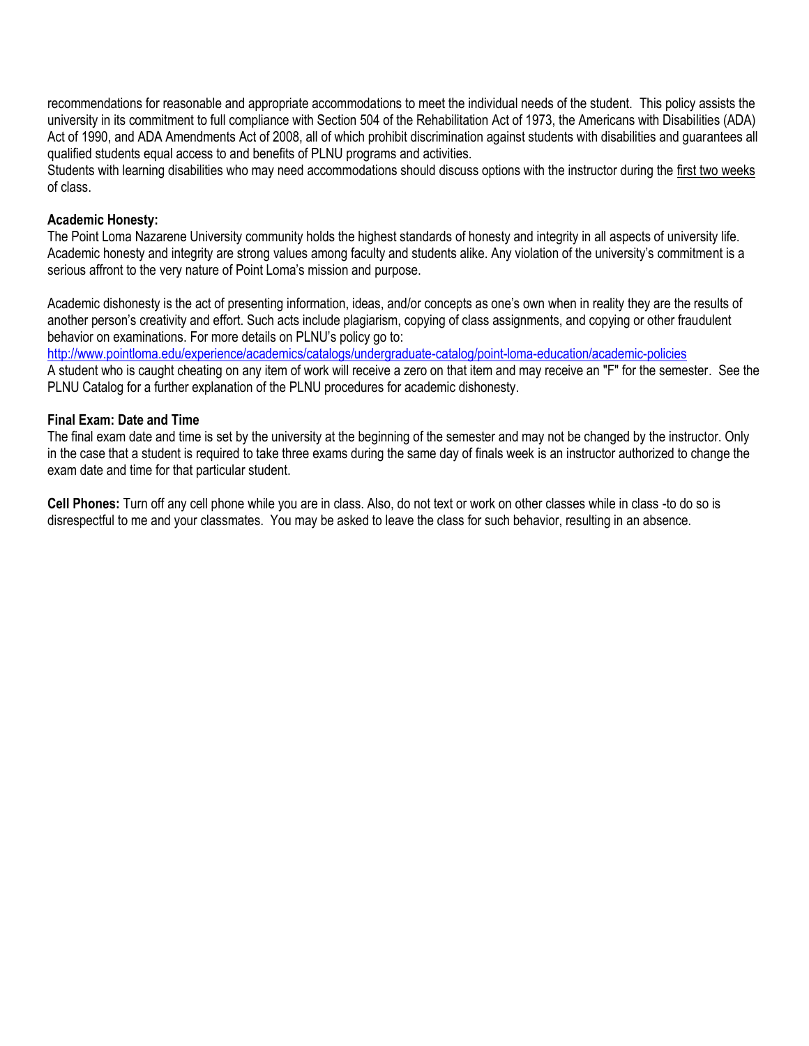recommendations for reasonable and appropriate accommodations to meet the individual needs of the student. This policy assists the university in its commitment to full compliance with Section 504 of the Rehabilitation Act of 1973, the Americans with Disabilities (ADA) Act of 1990, and ADA Amendments Act of 2008, all of which prohibit discrimination against students with disabilities and guarantees all qualified students equal access to and benefits of PLNU programs and activities.
Students with learning disabilities who may need accommodations should discuss options with the instructor during the first two weeks of class.

**Academic Honesty:**
The Point Loma Nazarene University community holds the highest standards of honesty and integrity in all aspects of university life. Academic honesty and integrity are strong values among faculty and students alike. Any violation of the university's commitment is a serious affront to the very nature of Point Loma's mission and purpose.

Academic dishonesty is the act of presenting information, ideas, and/or concepts as one's own when in reality they are the results of another person's creativity and effort. Such acts include plagiarism, copying of class assignments, and copying or other fraudulent behavior on examinations. For more details on PLNU's policy go to:
http://www.pointloma.edu/experience/academics/catalogs/undergraduate-catalog/point-loma-education/academic-policies
A student who is caught cheating on any item of work will receive a zero on that item and may receive an "F" for the semester. See the PLNU Catalog for a further explanation of the PLNU procedures for academic dishonesty.

**Final Exam: Date and Time**
The final exam date and time is set by the university at the beginning of the semester and may not be changed by the instructor. Only in the case that a student is required to take three exams during the same day of finals week is an instructor authorized to change the exam date and time for that particular student.

**Cell Phones:** Turn off any cell phone while you are in class. Also, do not text or work on other classes while in class -to do so is disrespectful to me and your classmates. You may be asked to leave the class for such behavior, resulting in an absence.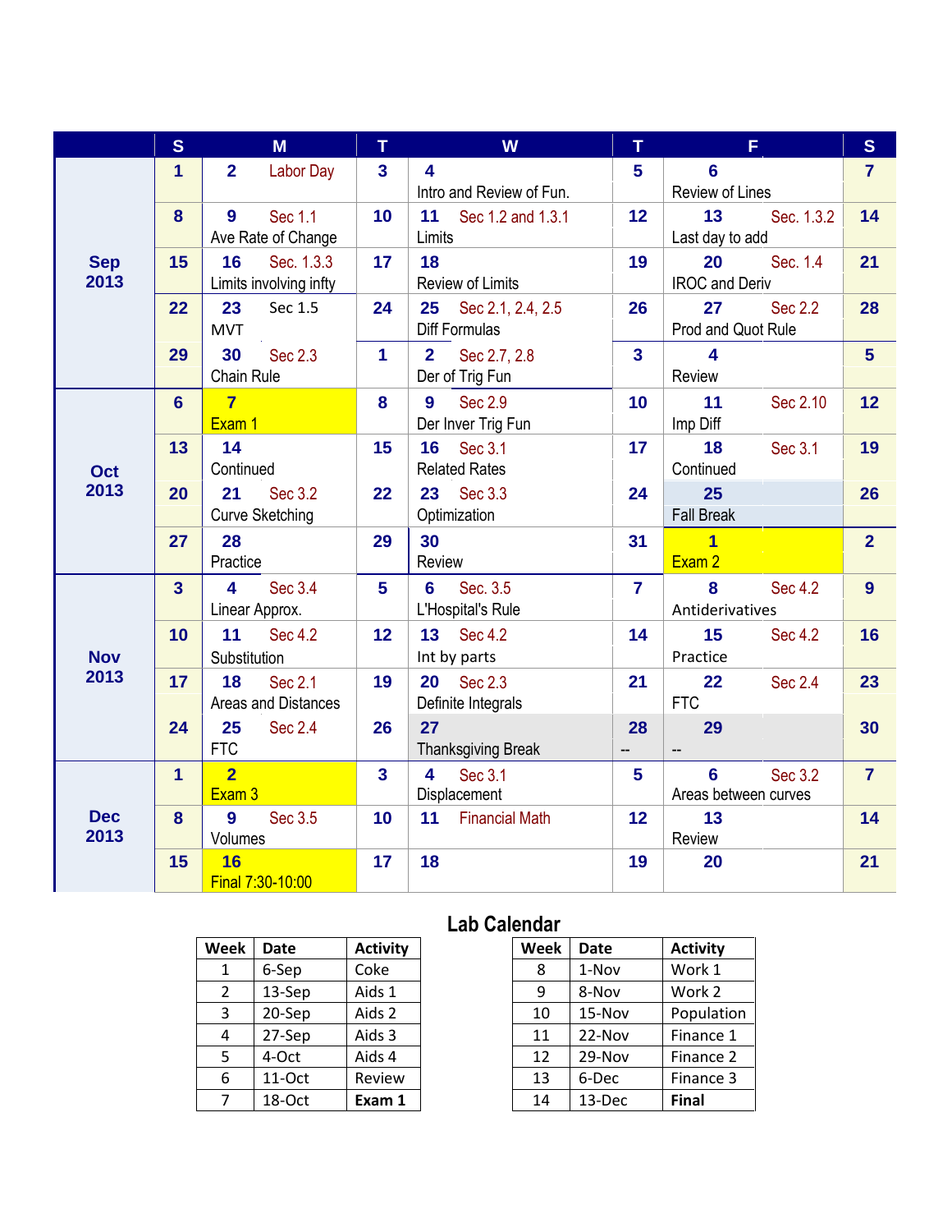| | S | M | T | W | T | F | S |
|---|---|---|---|---|---|---|---|
| **Sep 2013** | 1 | 2 Labor Day | 3 | 4 Intro and Review of Fun. | 5 | 6 Review of Lines | 7 |
| | 8 | 9 Sec 1.1 Ave Rate of Change | 10 | 11 Sec 1.2 and 1.3.1 Limits | 12 | 13 Sec. 1.3.2 Last day to add | 14 |
| | 15 | 16 Sec. 1.3.3 Limits involving infty | 17 | 18 Review of Limits | 19 | 20 Sec. 1.4 IROC and Deriv | 21 |
| | 22 | 23 Sec 1.5 MVT | 24 | 25 Sec 2.1, 2.4, 2.5 Diff Formulas | 26 | 27 Sec 2.2 Prod and Quot Rule | 28 |
| | 29 | 30 Sec 2.3 Chain Rule | 1 | 2 Sec 2.7, 2.8 Der of Trig Fun | 3 | 4 Review | 5 |
| **Oct 2013** | 6 | 7 Exam 1 | 8 | 9 Sec 2.9 Der Inver Trig Fun | 10 | 11 Sec 2.10 Imp Diff | 12 |
| | 13 | 14 Continued | 15 | 16 Sec 3.1 Related Rates | 17 | 18 Sec 3.1 Continued | 19 |
| | 20 | 21 Sec 3.2 Curve Sketching | 22 | 23 Sec 3.3 Optimization | 24 | 25 Fall Break | 26 |
| | 27 | 28 Practice | 29 | 30 Review | 31 | 1 Exam 2 | 2 |
| **Nov 2013** | 3 | 4 Sec 3.4 Linear Approx. | 5 | 6 Sec. 3.5 L'Hospital's Rule | 7 | 8 Sec 4.2 Antiderivatives | 9 |
| | 10 | 11 Sec 4.2 Substitution | 12 | 13 Sec 4.2 Int by parts | 14 | 15 Sec 4.2 Practice | 16 |
| | 17 | 18 Sec 2.1 Areas and Distances | 19 | 20 Sec 2.3 Definite Integrals | 21 | 22 Sec 2.4 FTC | 23 |
| | 24 | 25 Sec 2.4 FTC | 26 | 27 Thanksgiving Break | 28 -- | 29 -- | 30 |
| **Dec 2013** | 1 | 2 Exam 3 | 3 | 4 Sec 3.1 Displacement | 5 | 6 Sec 3.2 Areas between curves | 7 |
| | 8 | 9 Sec 3.5 Volumes | 10 | 11 Financial Math | 12 | 13 Review | 14 |
| | 15 | 16 Final 7:30-10:00 | 17 | 18 | 19 | 20 | 21 |

## Lab Calendar

| Week | Date | Activity |
|---|---|---|
| 1 | 6-Sep | Coke |
| 2 | 13-Sep | Aids 1 |
| 3 | 20-Sep | Aids 2 |
| 4 | 27-Sep | Aids 3 |
| 5 | 4-Oct | Aids 4 |
| 6 | 11-Oct | Review |
| 7 | 18-Oct | **Exam 1** |

| Week | Date | Activity |
|---|---|---|
| 8 | 1-Nov | Work 1 |
| 9 | 8-Nov | Work 2 |
| 10 | 15-Nov | Population |
| 11 | 22-Nov | Finance 1 |
| 12 | 29-Nov | Finance 2 |
| 13 | 6-Dec | Finance 3 |
| 14 | 13-Dec | **Final** |